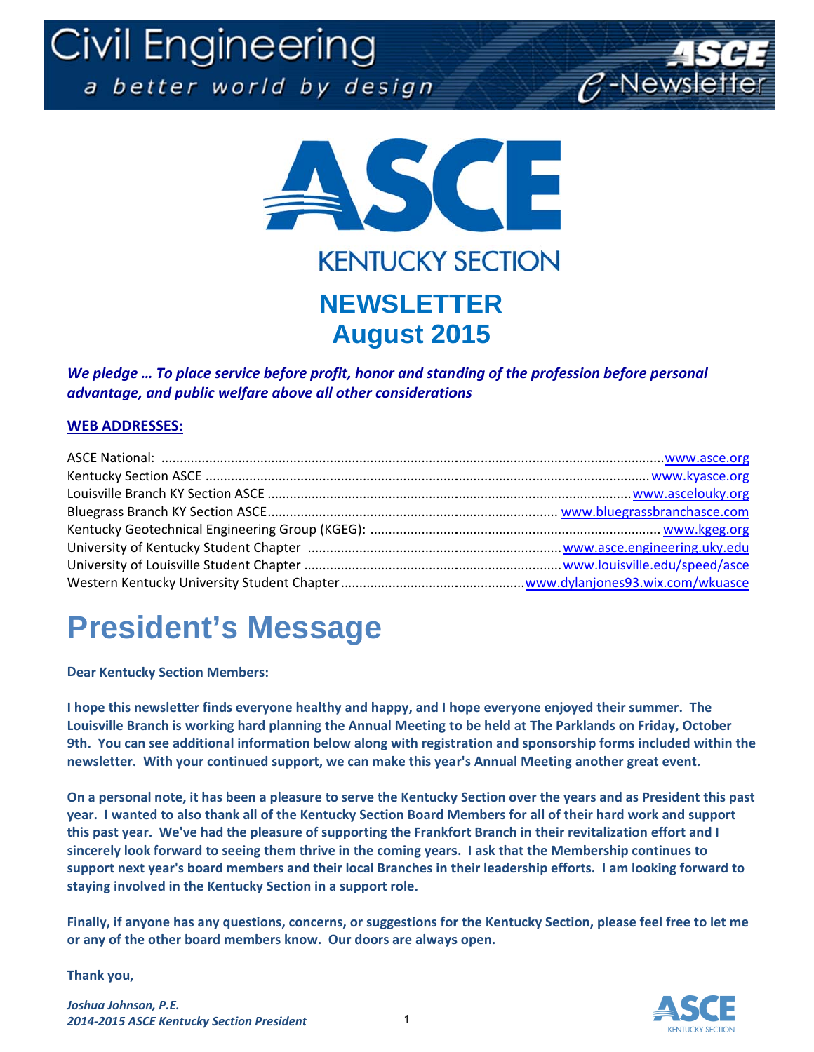Civil Engineering

a better world by design

ASCE e-Newsletter

ASCE

KENTUCKY SECTION

# NEWSLETTER
# August 2015

***We pledge … To place service before profit, honor and standing of the profession before personal advantage, and public welfare above all other considerations***

**WEB ADDRESSES:**

ASCE National: .......... www.asce.org
Kentucky Section ASCE .......... www.kyasce.org
Louisville Branch KY Section ASCE .......... www.ascelouky.org
Bluegrass Branch KY Section ASCE.......... www.bluegrassbranchasce.com
Kentucky Geotechnical Engineering Group (KGEG): .......... www.kgeg.org
University of Kentucky Student Chapter .......... www.asce.engineering.uky.edu
University of Louisville Student Chapter .......... www.louisville.edu/speed/asce
Western Kentucky University Student Chapter.......... www.dylanjones93.wix.com/wkuasce

# President's Message

**Dear Kentucky Section Members:**

**I hope this newsletter finds everyone healthy and happy, and I hope everyone enjoyed their summer. The Louisville Branch is working hard planning the Annual Meeting to be held at The Parklands on Friday, October 9th. You can see additional information below along with registration and sponsorship forms included within the newsletter. With your continued support, we can make this year's Annual Meeting another great event.**

**On a personal note, it has been a pleasure to serve the Kentucky Section over the years and as President this past year. I wanted to also thank all of the Kentucky Section Board Members for all of their hard work and support this past year. We've had the pleasure of supporting the Frankfort Branch in their revitalization effort and I sincerely look forward to seeing them thrive in the coming years. I ask that the Membership continues to support next year's board members and their local Branches in their leadership efforts. I am looking forward to staying involved in the Kentucky Section in a support role.**

**Finally, if anyone has any questions, concerns, or suggestions for the Kentucky Section, please feel free to let me or any of the other board members know. Our doors are always open.**

**Thank you,**

***Joshua Johnson, P.E.***
***2014-2015 ASCE Kentucky Section President***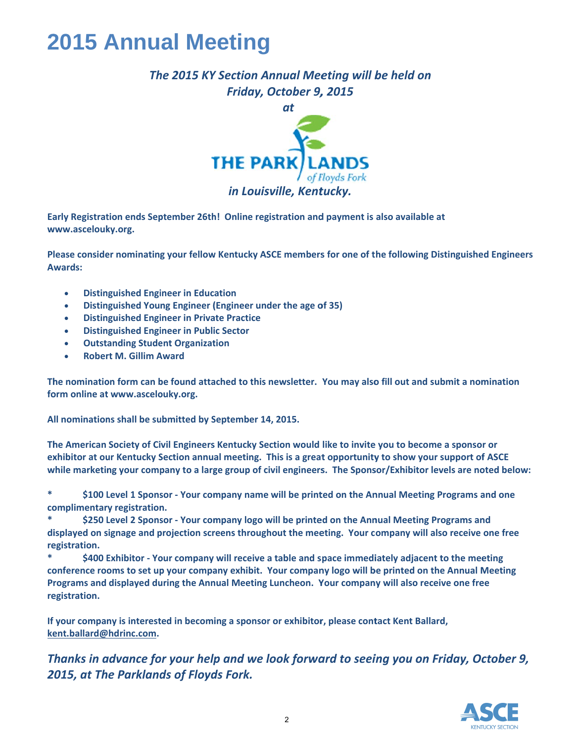# 2015 Annual Meeting

*The 2015 KY Section Annual Meeting will be held on Friday, October 9, 2015 at*

THE PARKLANDS of Floyds Fork

*in Louisville, Kentucky.*

**Early Registration ends September 26th! Online registration and payment is also available at www.ascelouky.org.**

**Please consider nominating your fellow Kentucky ASCE members for one of the following Distinguished Engineers Awards:**

- **Distinguished Engineer in Education**
- **Distinguished Young Engineer (Engineer under the age of 35)**
- **Distinguished Engineer in Private Practice**
- **Distinguished Engineer in Public Sector**
- **Outstanding Student Organization**
- **Robert M. Gillim Award**

**The nomination form can be found attached to this newsletter. You may also fill out and submit a nomination form online at www.ascelouky.org.**

**All nominations shall be submitted by September 14, 2015.**

**The American Society of Civil Engineers Kentucky Section would like to invite you to become a sponsor or exhibitor at our Kentucky Section annual meeting. This is a great opportunity to show your support of ASCE while marketing your company to a large group of civil engineers. The Sponsor/Exhibitor levels are noted below:**

**\* $100 Level 1 Sponsor - Your company name will be printed on the Annual Meeting Programs and one complimentary registration.**

**\* $250 Level 2 Sponsor - Your company logo will be printed on the Annual Meeting Programs and displayed on signage and projection screens throughout the meeting. Your company will also receive one free registration.**

**\* $400 Exhibitor - Your company will receive a table and space immediately adjacent to the meeting conference rooms to set up your company exhibit. Your company logo will be printed on the Annual Meeting Programs and displayed during the Annual Meeting Luncheon. Your company will also receive one free registration.**

**If your company is interested in becoming a sponsor or exhibitor, please contact Kent Ballard, kent.ballard@hdrinc.com.**

***Thanks in advance for your help and we look forward to seeing you on Friday, October 9, 2015, at The Parklands of Floyds Fork.***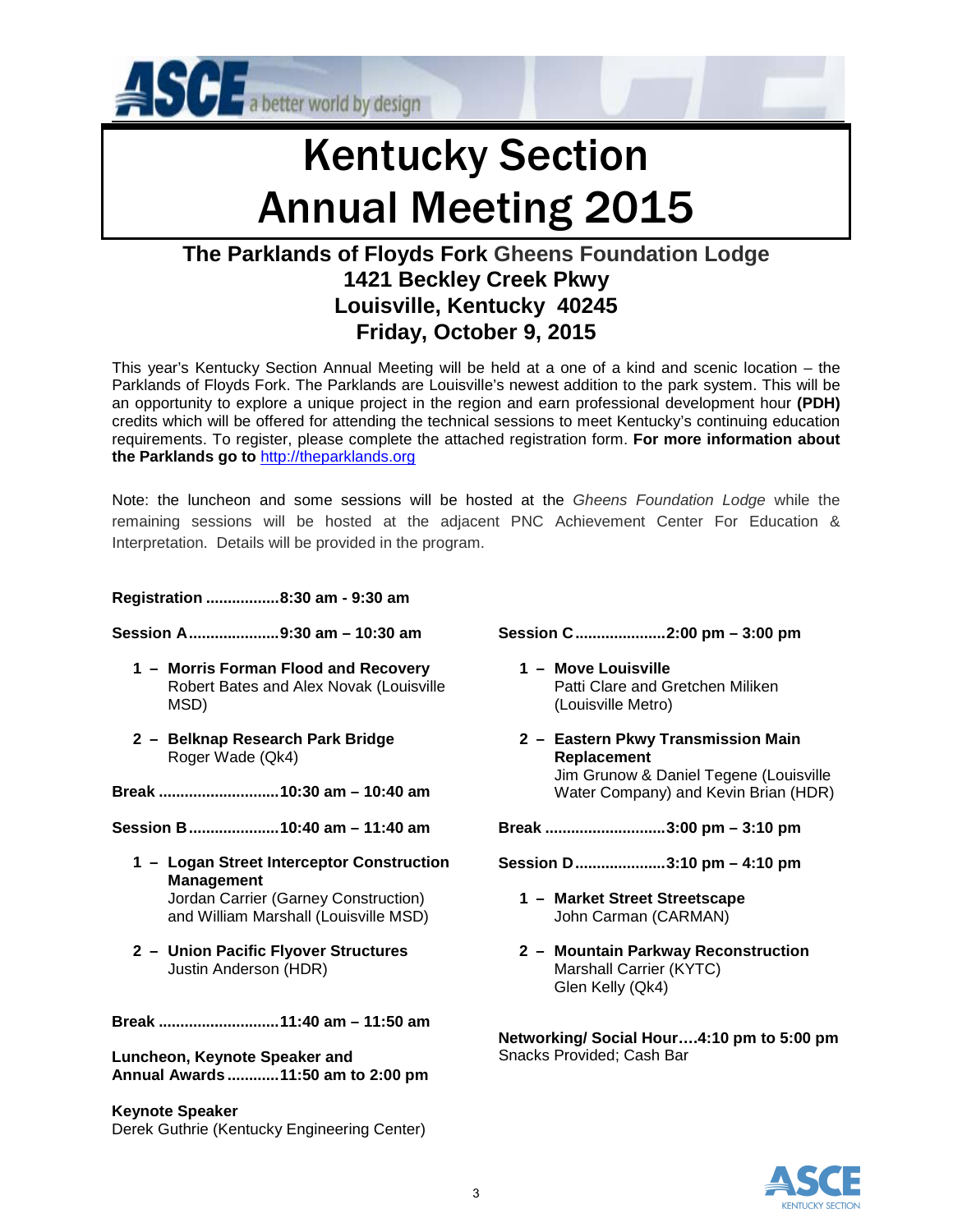# Kentucky Section Annual Meeting 2015

### The Parklands of Floyds Fork Gheens Foundation Lodge
### 1421 Beckley Creek Pkwy
### Louisville, Kentucky 40245
### Friday, October 9, 2015

This year's Kentucky Section Annual Meeting will be held at a one of a kind and scenic location – the Parklands of Floyds Fork. The Parklands are Louisville's newest addition to the park system. This will be an opportunity to explore a unique project in the region and earn professional development hour **(PDH)** credits which will be offered for attending the technical sessions to meet Kentucky's continuing education requirements. To register, please complete the attached registration form. **For more information about the Parklands go to** http://theparklands.org

Note: the luncheon and some sessions will be hosted at the *Gheens Foundation Lodge* while the remaining sessions will be hosted at the adjacent PNC Achievement Center For Education & Interpretation. Details will be provided in the program.

**Registration .................8:30 am - 9:30 am**

**Session A.....................9:30 am – 10:30 am**

1. **Morris Forman Flood and Recovery**
   Robert Bates and Alex Novak (Louisville MSD)
2. **Belknap Research Park Bridge**
   Roger Wade (Qk4)

**Break ............................10:30 am – 10:40 am**

**Session B.....................10:40 am – 11:40 am**

1. **Logan Street Interceptor Construction Management**
   Jordan Carrier (Garney Construction) and William Marshall (Louisville MSD)
2. **Union Pacific Flyover Structures**
   Justin Anderson (HDR)

**Break ............................11:40 am – 11:50 am**

**Luncheon, Keynote Speaker and Annual Awards ............11:50 am to 2:00 pm**

**Keynote Speaker**
Derek Guthrie (Kentucky Engineering Center)

**Session C.....................2:00 pm – 3:00 pm**

1. **Move Louisville**
   Patti Clare and Gretchen Miliken (Louisville Metro)
2. **Eastern Pkwy Transmission Main Replacement**
   Jim Grunow & Daniel Tegene (Louisville Water Company) and Kevin Brian (HDR)

**Break ............................3:00 pm – 3:10 pm**

**Session D.....................3:10 pm – 4:10 pm**

1. **Market Street Streetscape**
   John Carman (CARMAN)
2. **Mountain Parkway Reconstruction**
   Marshall Carrier (KYTC)
   Glen Kelly (Qk4)

**Networking/ Social Hour….4:10 pm to 5:00 pm**
Snacks Provided; Cash Bar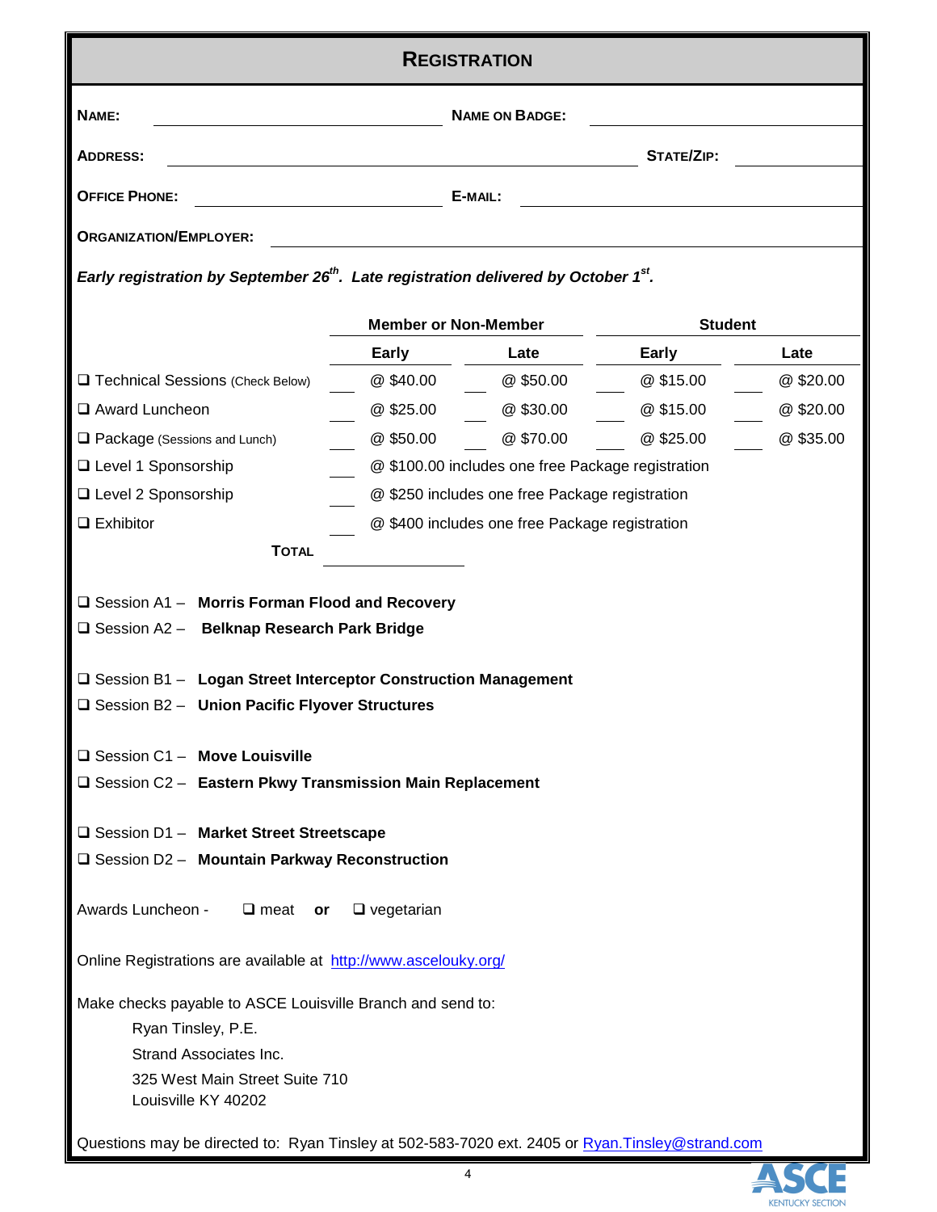# REGISTRATION

**NAME:** ______________________ **NAME ON BADGE:** ______________________

**ADDRESS:** ______________________________________ **STATE/ZIP:** ____________

**OFFICE PHONE:** ______________________ **E-MAIL:** ______________________

**ORGANIZATION/EMPLOYER:** ______________________________________

***Early registration by September 26$^{th}$. Late registration delivered by October 1$^{st}$.***

| | **Member or Non-Member** | | | | **Student** | | | |
|---|---|---|---|---|---|---|---|---|
| | | **Early** | | **Late** | | **Early** | | **Late** |
| ❑ Technical Sessions (Check Below) | ___ | @ \$40.00 | ___ | @ \$50.00 | ___ | @ \$15.00 | ___ | @ \$20.00 |
| ❑ Award Luncheon | ___ | @ \$25.00 | ___ | @ \$30.00 | ___ | @ \$15.00 | ___ | @ \$20.00 |
| ❑ Package (Sessions and Lunch) | ___ | @ \$50.00 | ___ | @ \$70.00 | ___ | @ \$25.00 | ___ | @ \$35.00 |
| ❑ Level 1 Sponsorship | ___ | @ \$100.00 includes one free Package registration | | | | | | |
| ❑ Level 2 Sponsorship | ___ | @ \$250 includes one free Package registration | | | | | | |
| ❑ Exhibitor | ___ | @ \$400 includes one free Package registration | | | | | | |
| **TOTAL** | ________ | | | | | | | |

❑ Session A1 – **Morris Forman Flood and Recovery**
❑ Session A2 – **Belknap Research Park Bridge**

❑ Session B1 – **Logan Street Interceptor Construction Management**
❑ Session B2 – **Union Pacific Flyover Structures**

❑ Session C1 – **Move Louisville**
❑ Session C2 – **Eastern Pkwy Transmission Main Replacement**

❑ Session D1 – **Market Street Streetscape**
❑ Session D2 – **Mountain Parkway Reconstruction**

Awards Luncheon - ❑ meat **or** ❑ vegetarian

Online Registrations are available at http://www.ascelouky.org/

Make checks payable to ASCE Louisville Branch and send to:

Ryan Tinsley, P.E.
Strand Associates Inc.
325 West Main Street Suite 710
Louisville KY 40202

Questions may be directed to: Ryan Tinsley at 502-583-7020 ext. 2405 or Ryan.Tinsley@strand.com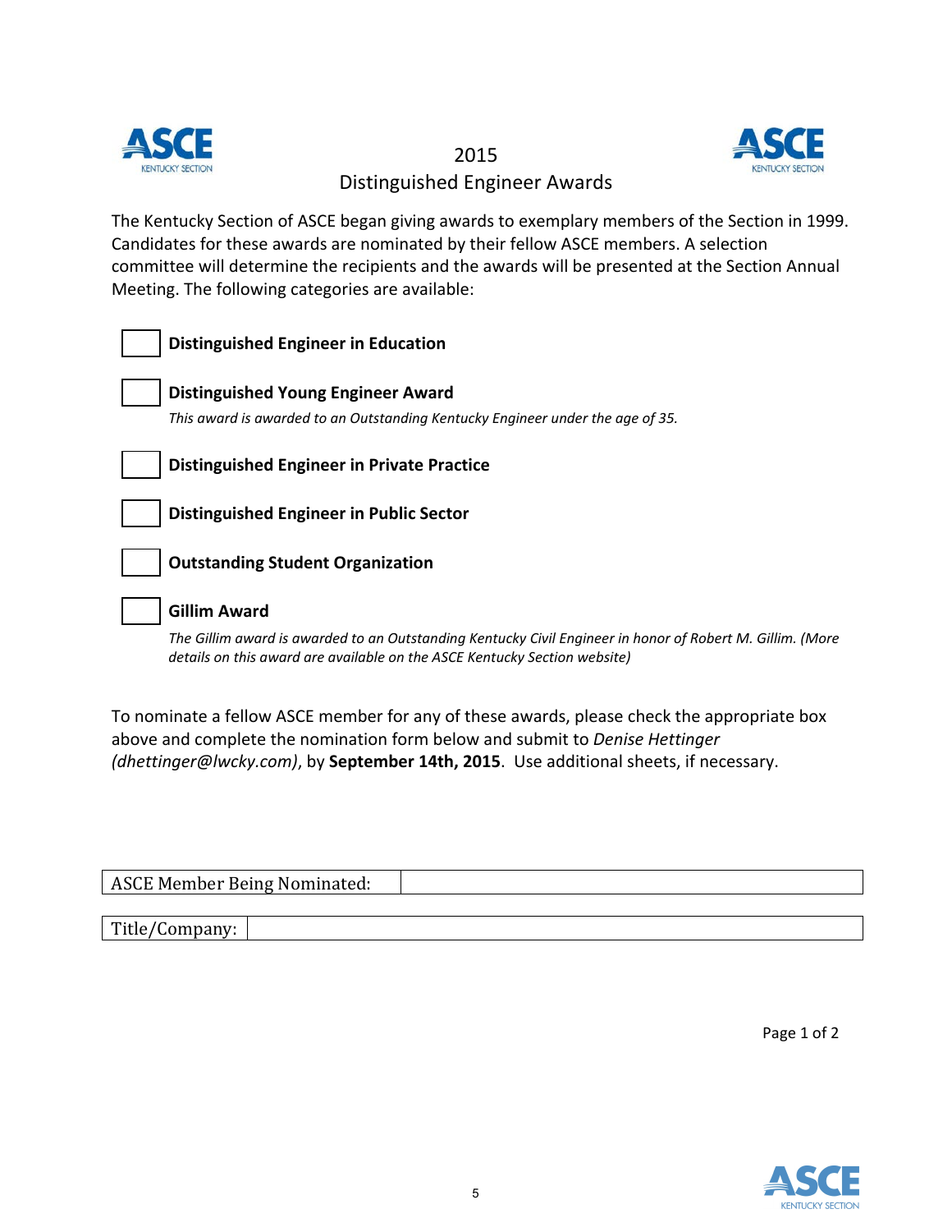# 2015 Distinguished Engineer Awards

The Kentucky Section of ASCE began giving awards to exemplary members of the Section in 1999. Candidates for these awards are nominated by their fellow ASCE members. A selection committee will determine the recipients and the awards will be presented at the Section Annual Meeting. The following categories are available:

☐ **Distinguished Engineer in Education**

☐ **Distinguished Young Engineer Award**

*This award is awarded to an Outstanding Kentucky Engineer under the age of 35.*

☐ **Distinguished Engineer in Private Practice**

☐ **Distinguished Engineer in Public Sector**

☐ **Outstanding Student Organization**

☐ **Gillim Award**

*The Gillim award is awarded to an Outstanding Kentucky Civil Engineer in honor of Robert M. Gillim. (More details on this award are available on the ASCE Kentucky Section website)*

To nominate a fellow ASCE member for any of these awards, please check the appropriate box above and complete the nomination form below and submit to *Denise Hettinger (dhettinger@lwcky.com)*, by **September 14th, 2015**. Use additional sheets, if necessary.

| ASCE Member Being Nominated: | |
|---|---|

| Title/Company: | |
|---|---|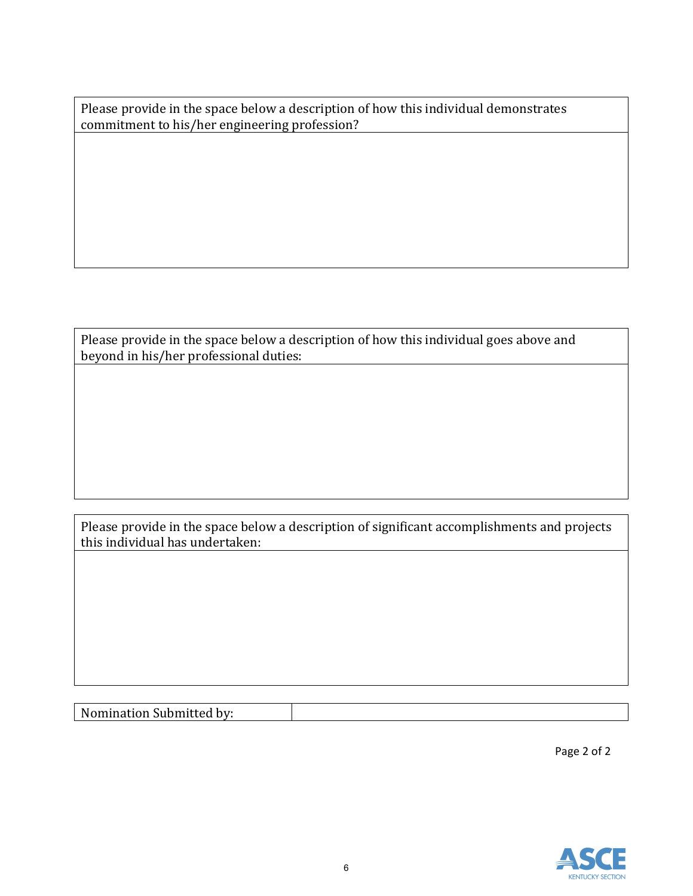| Please provide in the space below a description of how this individual demonstrates commitment to his/her engineering profession? |
| --- |
| |

| Please provide in the space below a description of how this individual goes above and beyond in his/her professional duties: |
| --- |
| |

| Please provide in the space below a description of significant accomplishments and projects this individual has undertaken: |
| --- |
| |

| Nomination Submitted by: | |
| --- | --- |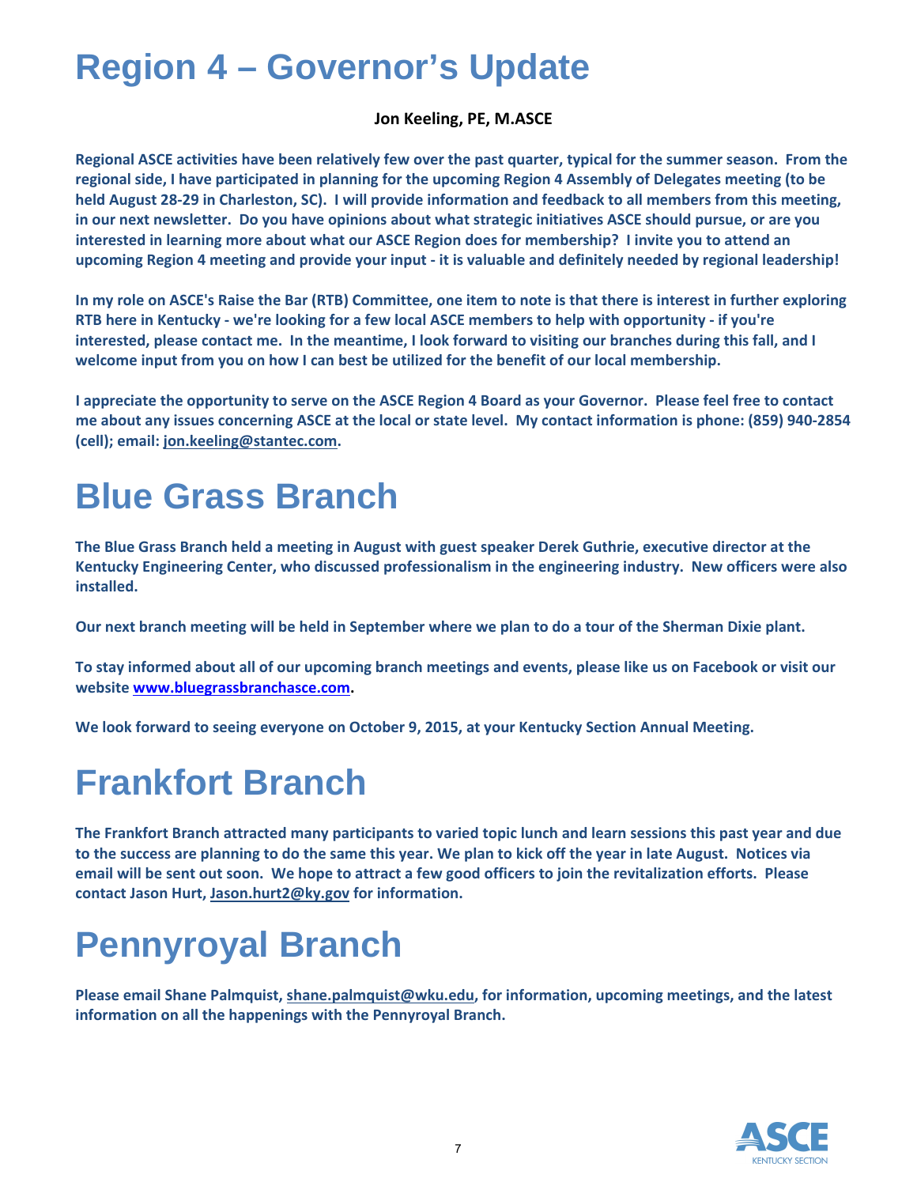# Region 4 – Governor's Update

**Jon Keeling, PE, M.ASCE**

**Regional ASCE activities have been relatively few over the past quarter, typical for the summer season. From the regional side, I have participated in planning for the upcoming Region 4 Assembly of Delegates meeting (to be held August 28-29 in Charleston, SC). I will provide information and feedback to all members from this meeting, in our next newsletter. Do you have opinions about what strategic initiatives ASCE should pursue, or are you interested in learning more about what our ASCE Region does for membership? I invite you to attend an upcoming Region 4 meeting and provide your input - it is valuable and definitely needed by regional leadership!**

**In my role on ASCE's Raise the Bar (RTB) Committee, one item to note is that there is interest in further exploring RTB here in Kentucky - we're looking for a few local ASCE members to help with opportunity - if you're interested, please contact me. In the meantime, I look forward to visiting our branches during this fall, and I welcome input from you on how I can best be utilized for the benefit of our local membership.**

**I appreciate the opportunity to serve on the ASCE Region 4 Board as your Governor. Please feel free to contact me about any issues concerning ASCE at the local or state level. My contact information is phone: (859) 940-2854 (cell); email: jon.keeling@stantec.com.**

# Blue Grass Branch

**The Blue Grass Branch held a meeting in August with guest speaker Derek Guthrie, executive director at the Kentucky Engineering Center, who discussed professionalism in the engineering industry. New officers were also installed.**

**Our next branch meeting will be held in September where we plan to do a tour of the Sherman Dixie plant.**

**To stay informed about all of our upcoming branch meetings and events, please like us on Facebook or visit our website www.bluegrassbranchasce.com.**

**We look forward to seeing everyone on October 9, 2015, at your Kentucky Section Annual Meeting.**

# Frankfort Branch

**The Frankfort Branch attracted many participants to varied topic lunch and learn sessions this past year and due to the success are planning to do the same this year. We plan to kick off the year in late August. Notices via email will be sent out soon. We hope to attract a few good officers to join the revitalization efforts. Please contact Jason Hurt, Jason.hurt2@ky.gov for information.**

# Pennyroyal Branch

**Please email Shane Palmquist, shane.palmquist@wku.edu, for information, upcoming meetings, and the latest information on all the happenings with the Pennyroyal Branch.**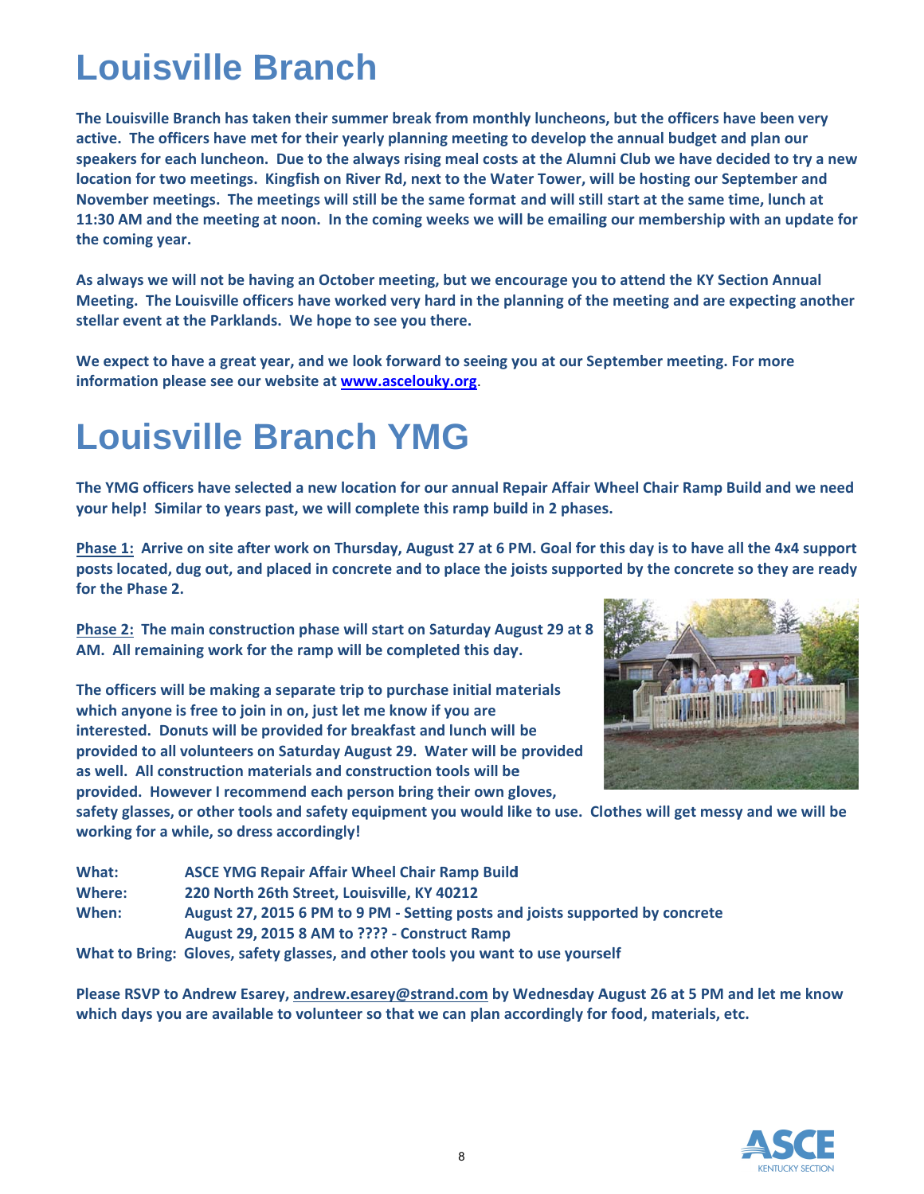# Louisville Branch

**The Louisville Branch has taken their summer break from monthly luncheons, but the officers have been very active. The officers have met for their yearly planning meeting to develop the annual budget and plan our speakers for each luncheon. Due to the always rising meal costs at the Alumni Club we have decided to try a new location for two meetings. Kingfish on River Rd, next to the Water Tower, will be hosting our September and November meetings. The meetings will still be the same format and will still start at the same time, lunch at 11:30 AM and the meeting at noon. In the coming weeks we will be emailing our membership with an update for the coming year.**

**As always we will not be having an October meeting, but we encourage you to attend the KY Section Annual Meeting. The Louisville officers have worked very hard in the planning of the meeting and are expecting another stellar event at the Parklands. We hope to see you there.**

**We expect to have a great year, and we look forward to seeing you at our September meeting. For more information please see our website at [www.ascelouky.org](http://www.ascelouky.org).**

# Louisville Branch YMG

**The YMG officers have selected a new location for our annual Repair Affair Wheel Chair Ramp Build and we need your help! Similar to years past, we will complete this ramp build in 2 phases.**

**Phase 1: Arrive on site after work on Thursday, August 27 at 6 PM. Goal for this day is to have all the 4x4 support posts located, dug out, and placed in concrete and to place the joists supported by the concrete so they are ready for the Phase 2.**

**Phase 2: The main construction phase will start on Saturday August 29 at 8 AM. All remaining work for the ramp will be completed this day.**

**The officers will be making a separate trip to purchase initial materials which anyone is free to join in on, just let me know if you are interested. Donuts will be provided for breakfast and lunch will be provided to all volunteers on Saturday August 29. Water will be provided as well. All construction materials and construction tools will be provided. However I recommend each person bring their own gloves, safety glasses, or other tools and safety equipment you would like to use. Clothes will get messy and we will be working for a while, so dress accordingly!**

**What:** ASCE YMG Repair Affair Wheel Chair Ramp Build
**Where:** 220 North 26th Street, Louisville, KY 40212
**When:** August 27, 2015 6 PM to 9 PM - Setting posts and joists supported by concrete
August 29, 2015 8 AM to ???? - Construct Ramp
**What to Bring:** Gloves, safety glasses, and other tools you want to use yourself

**Please RSVP to Andrew Esarey, andrew.esarey@strand.com by Wednesday August 26 at 5 PM and let me know which days you are available to volunteer so that we can plan accordingly for food, materials, etc.**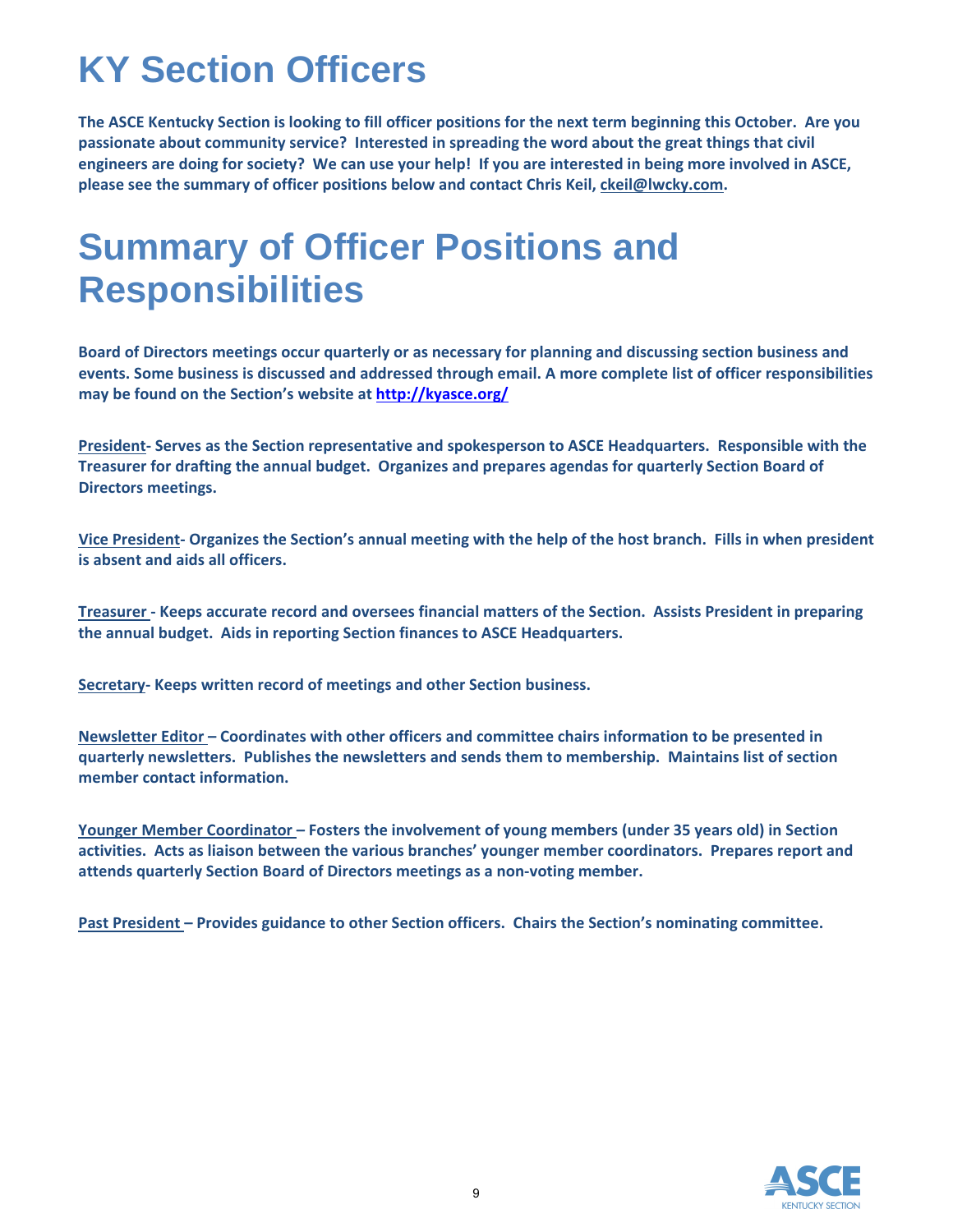# KY Section Officers

**The ASCE Kentucky Section is looking to fill officer positions for the next term beginning this October. Are you passionate about community service? Interested in spreading the word about the great things that civil engineers are doing for society? We can use your help! If you are interested in being more involved in ASCE, please see the summary of officer positions below and contact Chris Keil, ckeil@lwcky.com.**

# Summary of Officer Positions and Responsibilities

**Board of Directors meetings occur quarterly or as necessary for planning and discussing section business and events. Some business is discussed and addressed through email. A more complete list of officer responsibilities may be found on the Section's website at http://kyasce.org/**

**President- Serves as the Section representative and spokesperson to ASCE Headquarters. Responsible with the Treasurer for drafting the annual budget. Organizes and prepares agendas for quarterly Section Board of Directors meetings.**

**Vice President- Organizes the Section's annual meeting with the help of the host branch. Fills in when president is absent and aids all officers.**

**Treasurer - Keeps accurate record and oversees financial matters of the Section. Assists President in preparing the annual budget. Aids in reporting Section finances to ASCE Headquarters.**

**Secretary- Keeps written record of meetings and other Section business.**

**Newsletter Editor – Coordinates with other officers and committee chairs information to be presented in quarterly newsletters. Publishes the newsletters and sends them to membership. Maintains list of section member contact information.**

**Younger Member Coordinator – Fosters the involvement of young members (under 35 years old) in Section activities. Acts as liaison between the various branches' younger member coordinators. Prepares report and attends quarterly Section Board of Directors meetings as a non-voting member.**

**Past President – Provides guidance to other Section officers. Chairs the Section's nominating committee.**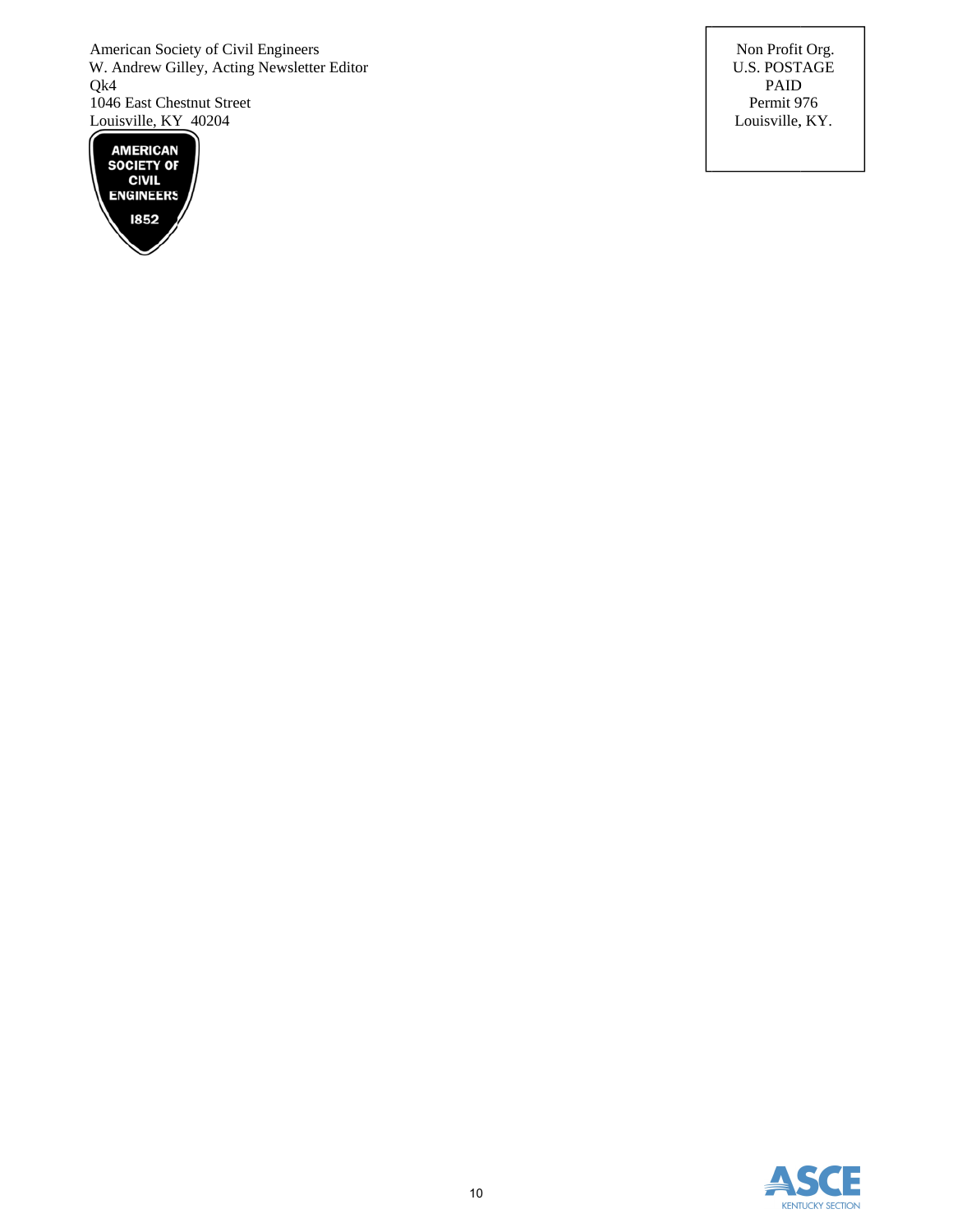American Society of Civil Engineers
W. Andrew Gilley, Acting Newsletter Editor
Qk4
1046 East Chestnut Street
Louisville, KY 40204

AMERICAN SOCIETY OF CIVIL ENGINEERS 1852

Non Profit Org.
U.S. POSTAGE
PAID
Permit 976
Louisville, KY.

ASCE KENTUCKY SECTION